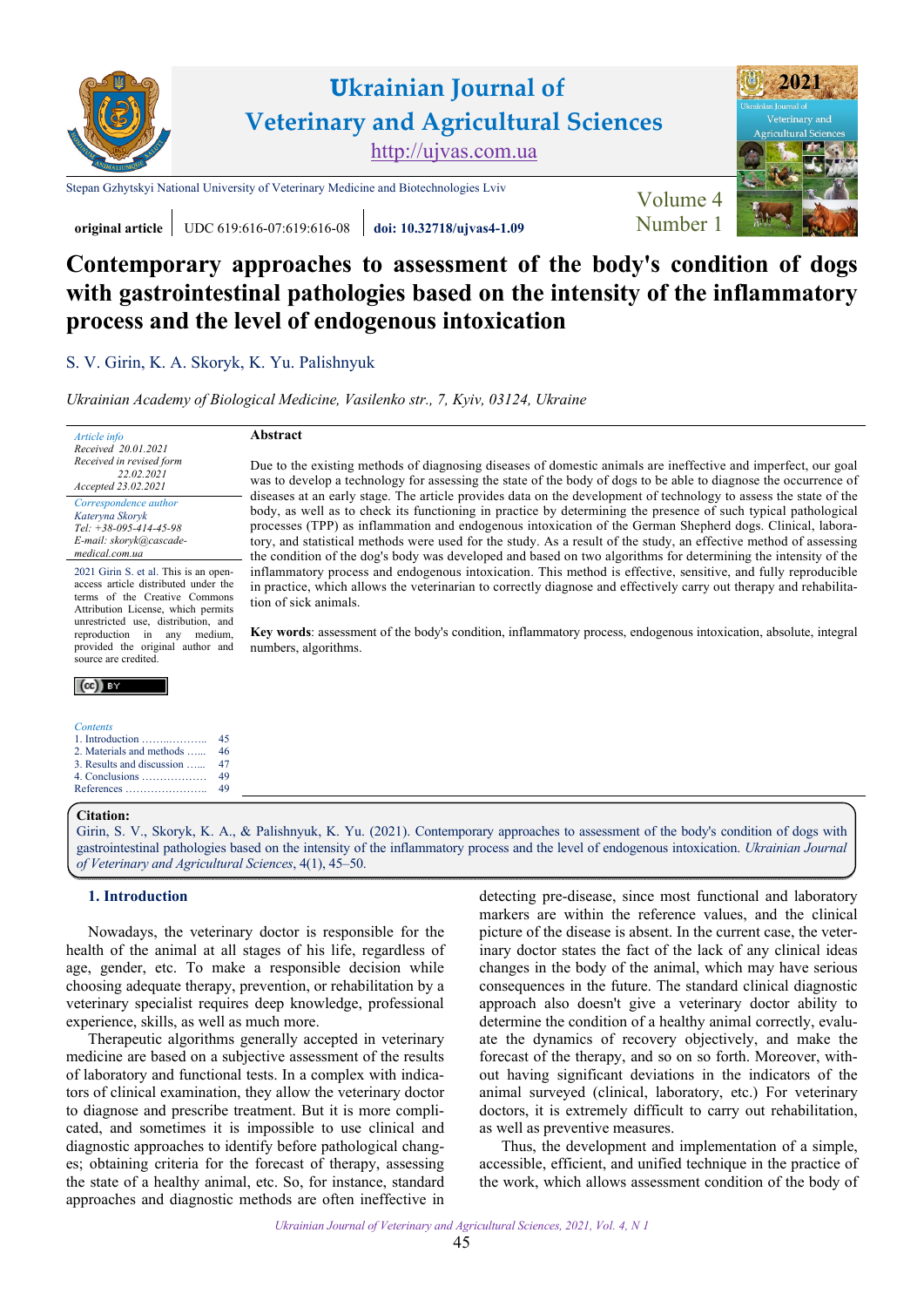# Contemporary approaches to assessment of the body's condition of dogs with gastrointestinal pathologies based on the intensity of the inflammatory process and the level of endogenous intoxication

S. V. Girin, K. A. Skoryk, K. Yu. Palishnyuk

*Ukrainian Academy of Biological Medicine, Vasilenko str., 7, Kyiv, 03124, Ukraine*

original article | UDC 619:616-07:619:616-08 | doi: 10.32718/ujvas4-1.09

*Article info*
Received 20.01.2021
Received in revised form 22.02.2021
Accepted 23.02.2021

*Correspondence author*
*Kateryna Skoryk*
*Tel: +38-095-414-45-98*
*E-mail: skoryk@cascade-medical.com.ua*

2021 Girin S. et al. This is an open-access article distributed under the terms of the Creative Commons Attribution License, which permits unrestricted use, distribution, and reproduction in any medium, provided the original author and source are credited.

*Contents*
1. Introduction …………… 45
2. Materials and methods …… 46
3. Results and discussion …… 47
4. Conclusions …………… 49
References …………… 49

**Abstract**

Due to the existing methods of diagnosing diseases of domestic animals are ineffective and imperfect, our goal was to develop a technology for assessing the state of the body of dogs to be able to diagnose the occurrence of diseases at an early stage. The article provides data on the development of technology to assess the state of the body, as well as to check its functioning in practice by determining the presence of such typical pathological processes (TPP) as inflammation and endogenous intoxication of the German Shepherd dogs. Clinical, laboratory, and statistical methods were used for the study. As a result of the study, an effective method of assessing the condition of the dog's body was developed and based on two algorithms for determining the intensity of the inflammatory process and endogenous intoxication. This method is effective, sensitive, and fully reproducible in practice, which allows the veterinarian to correctly diagnose and effectively carry out therapy and rehabilitation of sick animals.

**Key words**: assessment of the body's condition, inflammatory process, endogenous intoxication, absolute, integral numbers, algorithms.

**Citation:**
Girin, S. V., Skoryk, K. A., & Palishnyuk, K. Yu. (2021). Contemporary approaches to assessment of the body's condition of dogs with gastrointestinal pathologies based on the intensity of the inflammatory process and the level of endogenous intoxication. *Ukrainian Journal of Veterinary and Agricultural Sciences*, 4(1), 45–50.

## 1. Introduction

Nowadays, the veterinary doctor is responsible for the health of the animal at all stages of his life, regardless of age, gender, etc. To make a responsible decision while choosing adequate therapy, prevention, or rehabilitation by a veterinary specialist requires deep knowledge, professional experience, skills, as well as much more.

Therapeutic algorithms generally accepted in veterinary medicine are based on a subjective assessment of the results of laboratory and functional tests. In a complex with indicators of clinical examination, they allow the veterinary doctor to diagnose and prescribe treatment. But it is more complicated, and sometimes it is impossible to use clinical and diagnostic approaches to identify before pathological changes; obtaining criteria for the forecast of therapy, assessing the state of a healthy animal, etc. So, for instance, standard approaches and diagnostic methods are often ineffective in detecting pre-disease, since most functional and laboratory markers are within the reference values, and the clinical picture of the disease is absent. In the current case, the veterinary doctor states the fact of the lack of any clinical ideas changes in the body of the animal, which may have serious consequences in the future. The standard clinical diagnostic approach also doesn't give a veterinary doctor ability to determine the condition of a healthy animal correctly, evaluate the dynamics of recovery objectively, and make the forecast of the therapy, and so on so forth. Moreover, without having significant deviations in the indicators of the animal surveyed (clinical, laboratory, etc.) For veterinary doctors, it is extremely difficult to carry out rehabilitation, as well as preventive measures.

Thus, the development and implementation of a simple, accessible, efficient, and unified technique in the practice of the work, which allows assessment condition of the body of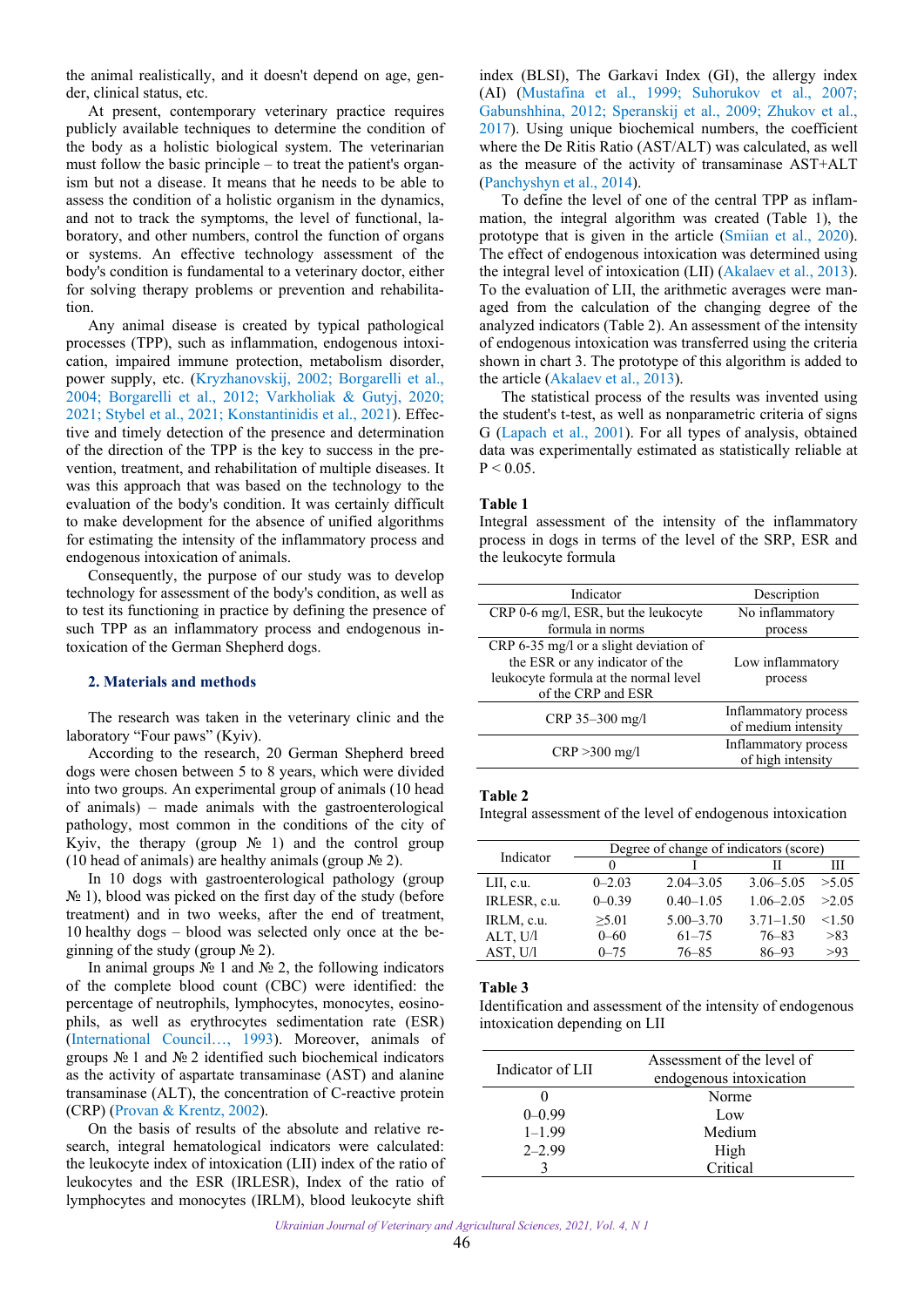the animal realistically, and it doesn't depend on age, gender, clinical status, etc.

At present, contemporary veterinary practice requires publicly available techniques to determine the condition of the body as a holistic biological system. The veterinarian must follow the basic principle – to treat the patient's organism but not a disease. It means that he needs to be able to assess the condition of a holistic organism in the dynamics, and not to track the symptoms, the level of functional, laboratory, and other numbers, control the function of organs or systems. An effective technology assessment of the body's condition is fundamental to a veterinary doctor, either for solving therapy problems or prevention and rehabilitation.

Any animal disease is created by typical pathological processes (TPP), such as inflammation, endogenous intoxication, impaired immune protection, metabolism disorder, power supply, etc. (Kryzhanovskij, 2002; Borgarelli et al., 2004; Borgarelli et al., 2012; Varkholiak & Gutyj, 2020; 2021; Stybel et al., 2021; Konstantinidis et al., 2021). Effective and timely detection of the presence and determination of the direction of the TPP is the key to success in the prevention, treatment, and rehabilitation of multiple diseases. It was this approach that was based on the technology to the evaluation of the body's condition. It was certainly difficult to make development for the absence of unified algorithms for estimating the intensity of the inflammatory process and endogenous intoxication of animals.

Consequently, the purpose of our study was to develop technology for assessment of the body's condition, as well as to test its functioning in practice by defining the presence of such TPP as an inflammatory process and endogenous intoxication of the German Shepherd dogs.

## 2. Materials and methods

The research was taken in the veterinary clinic and the laboratory "Four paws" (Kyiv).

According to the research, 20 German Shepherd breed dogs were chosen between 5 to 8 years, which were divided into two groups. An experimental group of animals (10 head of animals) – made animals with the gastroenterological pathology, most common in the conditions of the city of Kyiv, the therapy (group № 1) and the control group (10 head of animals) are healthy animals (group № 2).

In 10 dogs with gastroenterological pathology (group № 1), blood was picked on the first day of the study (before treatment) and in two weeks, after the end of treatment, 10 healthy dogs – blood was selected only once at the beginning of the study (group № 2).

In animal groups № 1 and № 2, the following indicators of the complete blood count (CBC) were identified: the percentage of neutrophils, lymphocytes, monocytes, eosinophils, as well as erythrocytes sedimentation rate (ESR) (International Council…, 1993). Moreover, animals of groups № 1 and № 2 identified such biochemical indicators as the activity of aspartate transaminase (AST) and alanine transaminase (ALT), the concentration of C-reactive protein (CRP) (Provan & Krentz, 2002).

On the basis of results of the absolute and relative research, integral hematological indicators were calculated: the leukocyte index of intoxication (LII) index of the ratio of leukocytes and the ESR (IRLESR), Index of the ratio of lymphocytes and monocytes (IRLM), blood leukocyte shift index (BLSI), The Garkavi Index (GI), the allergy index (AI) (Mustafina et al., 1999; Suhorukov et al., 2007; Gabunshhina, 2012; Speranskij et al., 2009; Zhukov et al., 2017). Using unique biochemical numbers, the coefficient where the De Ritis Ratio (AST/ALT) was calculated, as well as the measure of the activity of transaminase AST+ALT (Panchyshyn et al., 2014).

To define the level of one of the central TPP as inflammation, the integral algorithm was created (Table 1), the prototype that is given in the article (Smiian et al., 2020). The effect of endogenous intoxication was determined using the integral level of intoxication (LII) (Akalaev et al., 2013). To the evaluation of LII, the arithmetic averages were managed from the calculation of the changing degree of the analyzed indicators (Table 2). An assessment of the intensity of endogenous intoxication was transferred using the criteria shown in chart 3. The prototype of this algorithm is added to the article (Akalaev et al., 2013).

The statistical process of the results was invented using the student's t-test, as well as nonparametric criteria of signs G (Lapach et al., 2001). For all types of analysis, obtained data was experimentally estimated as statistically reliable at $P < 0.05$.

**Table 1**
Integral assessment of the intensity of the inflammatory process in dogs in terms of the level of the SRP, ESR and the leukocyte formula

| Indicator | Description |
|---|---|
| CRP 0-6 mg/l, ESR, but the leukocyte formula in norms | No inflammatory process |
| CRP 6-35 mg/l or a slight deviation of the ESR or any indicator of the leukocyte formula at the normal level of the CRP and ESR | Low inflammatory process |
| CRP 35–300 mg/l | Inflammatory process of medium intensity |
| CRP >300 mg/l | Inflammatory process of high intensity |

**Table 2**
Integral assessment of the level of endogenous intoxication

| Indicator | Degree of change of indicators (score) | | | |
|---|---|---|---|---|
| | 0 | I | II | III |
| LII, c.u. | 0–2.03 | 2.04–3.05 | 3.06–5.05 | >5.05 |
| IRLESR, c.u. | 0–0.39 | 0.40–1.05 | 1.06–2.05 | >2.05 |
| IRLM, c.u. | ≥5.01 | 5.00–3.70 | 3.71–1.50 | <1.50 |
| ALT, U/l | 0–60 | 61–75 | 76–83 | >83 |
| AST, U/l | 0–75 | 76–85 | 86–93 | >93 |

**Table 3**
Identification and assessment of the intensity of endogenous intoxication depending on LII

| Indicator of LII | Assessment of the level of endogenous intoxication |
|---|---|
| 0 | Norme |
| 0–0.99 | Low |
| 1–1.99 | Medium |
| 2–2.99 | High |
| 3 | Critical |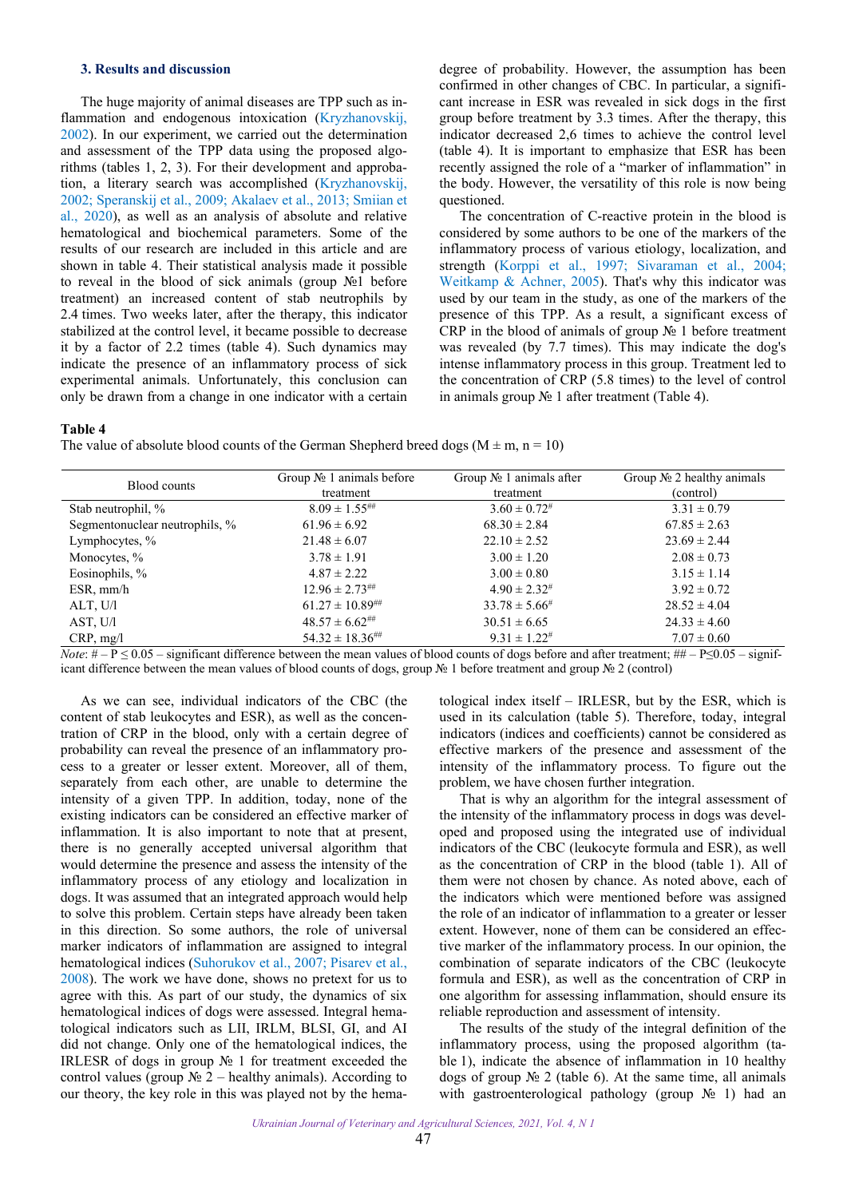### 3. Results and discussion

The huge majority of animal diseases are TPP such as inflammation and endogenous intoxication (Kryzhanovskij, 2002). In our experiment, we carried out the determination and assessment of the TPP data using the proposed algorithms (tables 1, 2, 3). For their development and approbation, a literary search was accomplished (Kryzhanovskij, 2002; Speranskij et al., 2009; Akalaev et al., 2013; Smiian et al., 2020), as well as an analysis of absolute and relative hematological and biochemical parameters. Some of the results of our research are included in this article and are shown in table 4. Their statistical analysis made it possible to reveal in the blood of sick animals (group №1 before treatment) an increased content of stab neutrophils by 2.4 times. Two weeks later, after the therapy, this indicator stabilized at the control level, it became possible to decrease it by a factor of 2.2 times (table 4). Such dynamics may indicate the presence of an inflammatory process of sick experimental animals. Unfortunately, this conclusion can only be drawn from a change in one indicator with a certain degree of probability. However, the assumption has been confirmed in other changes of CBC. In particular, a significant increase in ESR was revealed in sick dogs in the first group before treatment by 3.3 times. After the therapy, this indicator decreased 2,6 times to achieve the control level (table 4). It is important to emphasize that ESR has been recently assigned the role of a "marker of inflammation" in the body. However, the versatility of this role is now being questioned.

The concentration of C-reactive protein in the blood is considered by some authors to be one of the markers of the inflammatory process of various etiology, localization, and strength (Korppi et al., 1997; Sivaraman et al., 2004; Weitkamp & Achner, 2005). That's why this indicator was used by our team in the study, as one of the markers of the presence of this TPP. As a result, a significant excess of CRP in the blood of animals of group № 1 before treatment was revealed (by 7.7 times). This may indicate the dog's intense inflammatory process in this group. Treatment led to the concentration of CRP (5.8 times) to the level of control in animals group № 1 after treatment (Table 4).

**Table 4**
The value of absolute blood counts of the German Shepherd breed dogs (M ± m, n = 10)

| Blood counts | Group № 1 animals before treatment | Group № 1 animals after treatment | Group № 2 healthy animals (control) |
|---|---|---|---|
| Stab neutrophil, % | 8.09 ± 1.55## | 3.60 ± 0.72# | 3.31 ± 0.79 |
| Segmentonuclear neutrophils, % | 61.96 ± 6.92 | 68.30 ± 2.84 | 67.85 ± 2.63 |
| Lymphocytes, % | 21.48 ± 6.07 | 22.10 ± 2.52 | 23.69 ± 2.44 |
| Monocytes, % | 3.78 ± 1.91 | 3.00 ± 1.20 | 2.08 ± 0.73 |
| Eosinophils, % | 4.87 ± 2.22 | 3.00 ± 0.80 | 3.15 ± 1.14 |
| ESR, mm/h | 12.96 ± 2.73## | 4.90 ± 2.32# | 3.92 ± 0.72 |
| ALT, U/l | 61.27 ± 10.89## | 33.78 ± 5.66# | 28.52 ± 4.04 |
| AST, U/l | 48.57 ± 6.62## | 30.51 ± 6.65 | 24.33 ± 4.60 |
| CRP, mg/l | 54.32 ± 18.36## | 9.31 ± 1.22# | 7.07 ± 0.60 |

*Note*: # – $P \leq 0.05$ – significant difference between the mean values of blood counts of dogs before and after treatment; ## – $P \leq 0.05$ – significant difference between the mean values of blood counts of dogs, group № 1 before treatment and group № 2 (control)

As we can see, individual indicators of the CBC (the content of stab leukocytes and ESR), as well as the concentration of CRP in the blood, only with a certain degree of probability can reveal the presence of an inflammatory process to a greater or lesser extent. Moreover, all of them, separately from each other, are unable to determine the intensity of a given TPP. In addition, today, none of the existing indicators can be considered an effective marker of inflammation. It is also important to note that at present, there is no generally accepted universal algorithm that would determine the presence and assess the intensity of the inflammatory process of any etiology and localization in dogs. It was assumed that an integrated approach would help to solve this problem. Certain steps have already been taken in this direction. So some authors, the role of universal marker indicators of inflammation are assigned to integral hematological indices (Suhorukov et al., 2007; Pisarev et al., 2008). The work we have done, shows no pretext for us to agree with this. As part of our study, the dynamics of six hematological indices of dogs were assessed. Integral hematological indicators such as LII, IRLM, BLSI, GI, and AI did not change. Only one of the hematological indices, the IRLESR of dogs in group № 1 for treatment exceeded the control values (group № 2 – healthy animals). According to our theory, the key role in this was played not by the hematological index itself – IRLESR, but by the ESR, which is used in its calculation (table 5). Therefore, today, integral indicators (indices and coefficients) cannot be considered as effective markers of the presence and assessment of the intensity of the inflammatory process. To figure out the problem, we have chosen further integration.

That is why an algorithm for the integral assessment of the intensity of the inflammatory process in dogs was developed and proposed using the integrated use of individual indicators of the CBC (leukocyte formula and ESR), as well as the concentration of CRP in the blood (table 1). All of them were not chosen by chance. As noted above, each of the indicators which were mentioned before was assigned the role of an indicator of inflammation to a greater or lesser extent. However, none of them can be considered an effective marker of the inflammatory process. In our opinion, the combination of separate indicators of the CBC (leukocyte formula and ESR), as well as the concentration of CRP in one algorithm for assessing inflammation, should ensure its reliable reproduction and assessment of intensity.

The results of the study of the integral definition of the inflammatory process, using the proposed algorithm (table 1), indicate the absence of inflammation in 10 healthy dogs of group № 2 (table 6). At the same time, all animals with gastroenterological pathology (group № 1) had an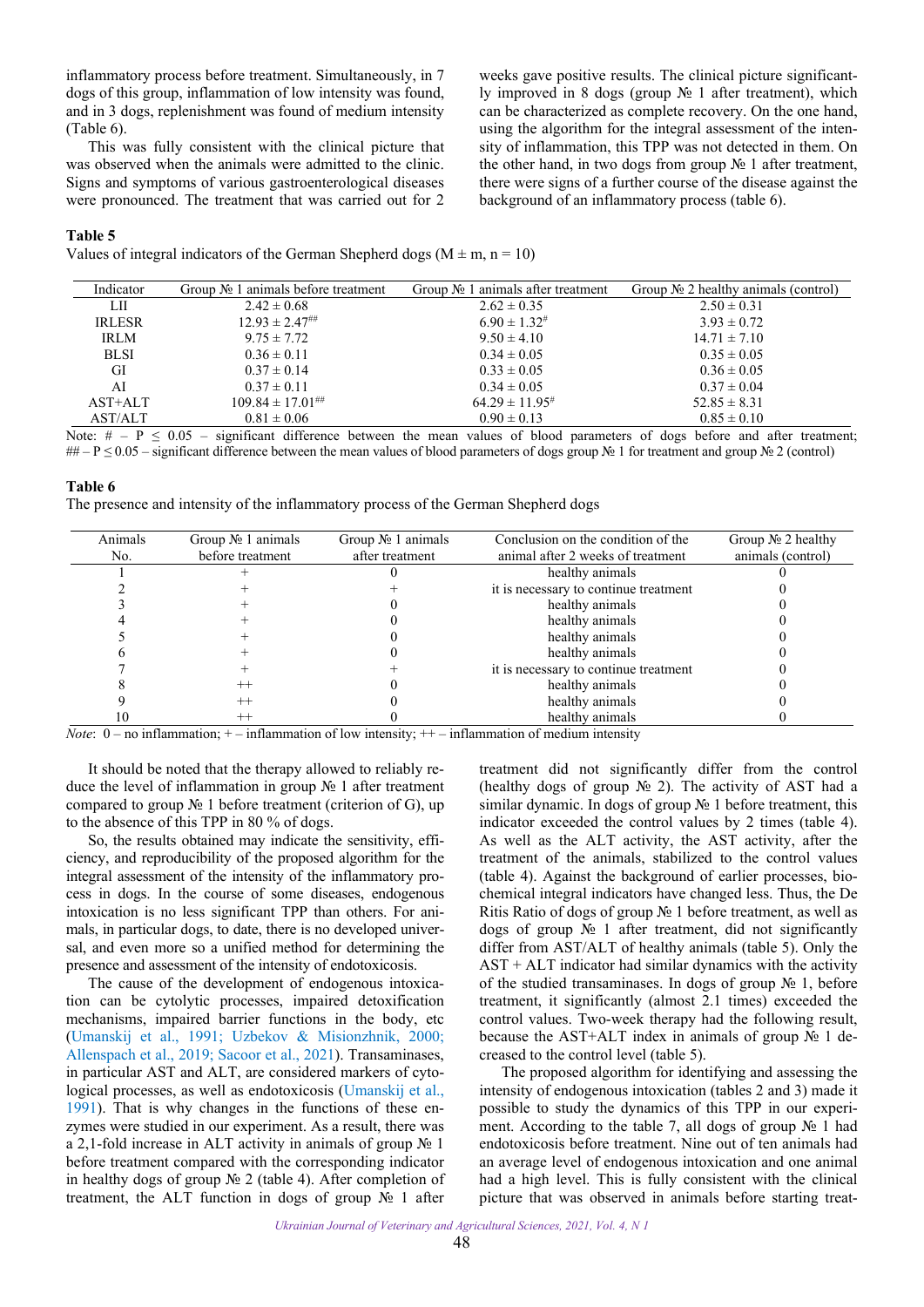inflammatory process before treatment. Simultaneously, in 7 dogs of this group, inflammation of low intensity was found, and in 3 dogs, replenishment was found of medium intensity (Table 6).

This was fully consistent with the clinical picture that was observed when the animals were admitted to the clinic. Signs and symptoms of various gastroenterological diseases were pronounced. The treatment that was carried out for 2 weeks gave positive results. The clinical picture significantly improved in 8 dogs (group № 1 after treatment), which can be characterized as complete recovery. On the one hand, using the algorithm for the integral assessment of the intensity of inflammation, this TPP was not detected in them. On the other hand, in two dogs from group № 1 after treatment, there were signs of a further course of the disease against the background of an inflammatory process (table 6).

**Table 5**

Values of integral indicators of the German Shepherd dogs ($M \pm m$, $n = 10$)

| Indicator | Group № 1 animals before treatment | Group № 1 animals after treatment | Group № 2 healthy animals (control) |
|---|---|---|---|
| LII | $2.42 \pm 0.68$ | $2.62 \pm 0.35$ | $2.50 \pm 0.31$ |
| IRLESR | $12.93 \pm 2.47^{\#\#}$ | $6.90 \pm 1.32^{\#}$ | $3.93 \pm 0.72$ |
| IRLM | $9.75 \pm 7.72$ | $9.50 \pm 4.10$ | $14.71 \pm 7.10$ |
| BLSI | $0.36 \pm 0.11$ | $0.34 \pm 0.05$ | $0.35 \pm 0.05$ |
| GI | $0.37 \pm 0.14$ | $0.33 \pm 0.05$ | $0.36 \pm 0.05$ |
| AI | $0.37 \pm 0.11$ | $0.34 \pm 0.05$ | $0.37 \pm 0.04$ |
| AST+ALT | $109.84 \pm 17.01^{\#\#}$ | $64.29 \pm 11.95^{\#}$ | $52.85 \pm 8.31$ |
| AST/ALT | $0.81 \pm 0.06$ | $0.90 \pm 0.13$ | $0.85 \pm 0.10$ |

Note: # – $P \leq 0.05$ – significant difference between the mean values of blood parameters of dogs before and after treatment; ## – $P \leq 0.05$ – significant difference between the mean values of blood parameters of dogs group № 1 for treatment and group № 2 (control)

**Table 6**

The presence and intensity of the inflammatory process of the German Shepherd dogs

| Animals No. | Group № 1 animals before treatment | Group № 1 animals after treatment | Conclusion on the condition of the animal after 2 weeks of treatment | Group № 2 healthy animals (control) |
|---|---|---|---|---|
| 1 | + | 0 | healthy animals | 0 |
| 2 | + | + | it is necessary to continue treatment | 0 |
| 3 | + | 0 | healthy animals | 0 |
| 4 | + | 0 | healthy animals | 0 |
| 5 | + | 0 | healthy animals | 0 |
| 6 | + | 0 | healthy animals | 0 |
| 7 | + | + | it is necessary to continue treatment | 0 |
| 8 | ++ | 0 | healthy animals | 0 |
| 9 | ++ | 0 | healthy animals | 0 |
| 10 | ++ | 0 | healthy animals | 0 |

*Note*: 0 – no inflammation; + – inflammation of low intensity; ++ – inflammation of medium intensity

It should be noted that the therapy allowed to reliably reduce the level of inflammation in group № 1 after treatment compared to group № 1 before treatment (criterion of G), up to the absence of this TPP in 80 % of dogs.

So, the results obtained may indicate the sensitivity, efficiency, and reproducibility of the proposed algorithm for the integral assessment of the intensity of the inflammatory process in dogs. In the course of some diseases, endogenous intoxication is no less significant TPP than others. For animals, in particular dogs, to date, there is no developed universal, and even more so a unified method for determining the presence and assessment of the intensity of endotoxicosis.

The cause of the development of endogenous intoxication can be cytolytic processes, impaired detoxification mechanisms, impaired barrier functions in the body, etc (Umanskij et al., 1991; Uzbekov & Misionzhnik, 2000; Allenspach et al., 2019; Sacoor et al., 2021). Transaminases, in particular AST and ALT, are considered markers of cytological processes, as well as endotoxicosis (Umanskij et al., 1991). That is why changes in the functions of these enzymes were studied in our experiment. As a result, there was a 2,1-fold increase in ALT activity in animals of group № 1 before treatment compared with the corresponding indicator in healthy dogs of group № 2 (table 4). After completion of treatment, the ALT function in dogs of group № 1 after treatment did not significantly differ from the control (healthy dogs of group № 2). The activity of AST had a similar dynamic. In dogs of group № 1 before treatment, this indicator exceeded the control values by 2 times (table 4). As well as the ALT activity, the AST activity, after the treatment of the animals, stabilized to the control values (table 4). Against the background of earlier processes, biochemical integral indicators have changed less. Thus, the De Ritis Ratio of dogs of group № 1 before treatment, as well as dogs of group № 1 after treatment, did not significantly differ from AST/ALT of healthy animals (table 5). Only the AST + ALT indicator had similar dynamics with the activity of the studied transaminases. In dogs of group № 1, before treatment, it significantly (almost 2.1 times) exceeded the control values. Two-week therapy had the following result, because the AST+ALT index in animals of group № 1 decreased to the control level (table 5).

The proposed algorithm for identifying and assessing the intensity of endogenous intoxication (tables 2 and 3) made it possible to study the dynamics of this TPP in our experiment. According to the table 7, all dogs of group № 1 had endotoxicosis before treatment. Nine out of ten animals had an average level of endogenous intoxication and one animal had a high level. This is fully consistent with the clinical picture that was observed in animals before starting treat-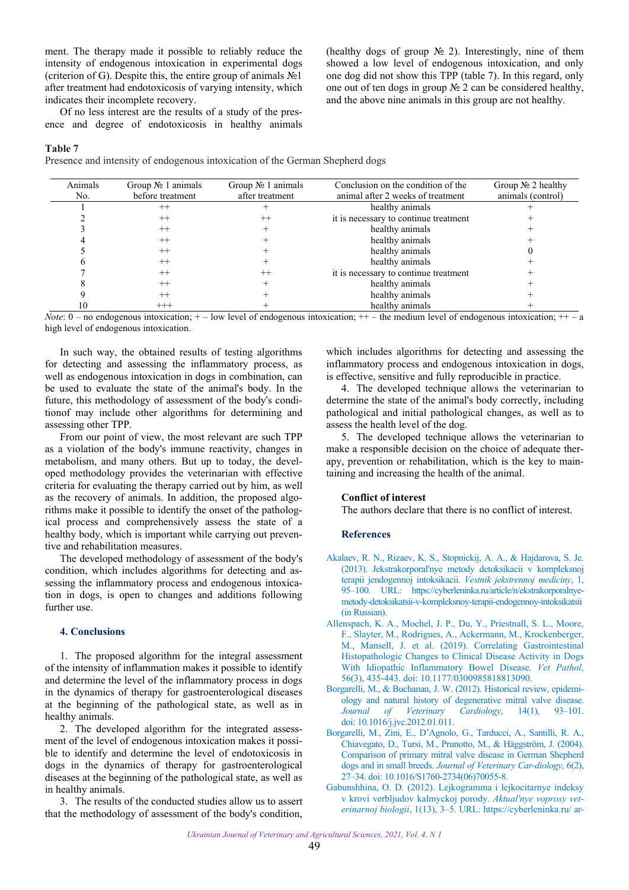ment. The therapy made it possible to reliably reduce the intensity of endogenous intoxication in experimental dogs (criterion of G). Despite this, the entire group of animals №1 after treatment had endotoxicosis of varying intensity, which indicates their incomplete recovery.

Of no less interest are the results of a study of the presence and degree of endotoxicosis in healthy animals (healthy dogs of group № 2). Interestingly, nine of them showed a low level of endogenous intoxication, and only one dog did not show this TPP (table 7). In this regard, only one out of ten dogs in group № 2 can be considered healthy, and the above nine animals in this group are not healthy.

**Table 7**

Presence and intensity of endogenous intoxication of the German Shepherd dogs

| Animals No. | Group № 1 animals before treatment | Group № 1 animals after treatment | Conclusion on the condition of the animal after 2 weeks of treatment | Group № 2 healthy animals (control) |
|---|---|---|---|---|
| 1 | ++ | + | healthy animals | + |
| 2 | ++ | ++ | it is necessary to continue treatment | + |
| 3 | ++ | + | healthy animals | + |
| 4 | ++ | + | healthy animals | + |
| 5 | ++ | + | healthy animals | 0 |
| 6 | ++ | + | healthy animals | + |
| 7 | ++ | ++ | it is necessary to continue treatment | + |
| 8 | ++ | + | healthy animals | + |
| 9 | ++ | + | healthy animals | + |
| 10 | +++ | + | healthy animals | + |

*Note*: 0 – no endogenous intoxication; + – low level of endogenous intoxication; ++ – the medium level of endogenous intoxication; ++ – a high level of endogenous intoxication.

In such way, the obtained results of testing algorithms for detecting and assessing the inflammatory process, as well as endogenous intoxication in dogs in combination, can be used to evaluate the state of the animal's body. In the future, this methodology of assessment of the body's conditionof may include other algorithms for determining and assessing other TPP.

From our point of view, the most relevant are such TPP as a violation of the body's immune reactivity, changes in metabolism, and many others. But up to today, the developed methodology provides the veterinarian with effective criteria for evaluating the therapy carried out by him, as well as the recovery of animals. In addition, the proposed algorithms make it possible to identify the onset of the pathological process and comprehensively assess the state of a healthy body, which is important while carrying out preventive and rehabilitation measures.

The developed methodology of assessment of the body's condition, which includes algorithms for detecting and assessing the inflammatory process and endogenous intoxication in dogs, is open to changes and additions following further use.

## 4. Conclusions

1. The proposed algorithm for the integral assessment of the intensity of inflammation makes it possible to identify and determine the level of the inflammatory process in dogs in the dynamics of therapy for gastroenterological diseases at the beginning of the pathological state, as well as in healthy animals.

2. The developed algorithm for the integrated assessment of the level of endogenous intoxication makes it possible to identify and determine the level of endotoxicosis in dogs in the dynamics of therapy for gastroenterological diseases at the beginning of the pathological state, as well as in healthy animals.

3. The results of the conducted studies allow us to assert that the methodology of assessment of the body's condition, which includes algorithms for detecting and assessing the inflammatory process and endogenous intoxication in dogs, is effective, sensitive and fully reproducible in practice.

4. The developed technique allows the veterinarian to determine the state of the animal's body correctly, including pathological and initial pathological changes, as well as to assess the health level of the dog.

5. The developed technique allows the veterinarian to make a responsible decision on the choice of adequate therapy, prevention or rehabilitation, which is the key to maintaining and increasing the health of the animal.

**Conflict of interest**

The authors declare that there is no conflict of interest.

## References

Akalaev, R. N., Rizaev, K. S., Stopnickij, A. A., & Hajdarova, S. Je. (2013). Jekstrakorporal'nye metody detoksikacii v kompleksnoj terapii jendogennoj intoksikacii. *Vestnik jekstrennoj mediciny*, 1, 95–100. URL: https://cyberleninka.ru/article/n/ekstrakorporalnye-metody-detoksikatsii-v-kompleksnoy-terapii-endogennoy-intoksikatsii (in Russian).

Allenspach, K. A., Mochel, J. P., Du, Y., Priestnall, S. L., Moore, F., Slayter, M., Rodrigues, A., Ackermann, M., Krockenberger, M., Mansell, J. et al. (2019). Correlating Gastrointestinal Histopathologic Changes to Clinical Disease Activity in Dogs With Idiopathic Inflammatory Bowel Disease. *Vet Pathol*, 56(3), 435-443. doi: 10.1177/0300985818813090.

Borgarelli, M., & Buchanan, J. W. (2012). Historical review, epidemiology and natural history of degenerative mitral valve disease. *Journal of Veterinary Cardiology*, 14(1), 93–101. doi: 10.1016/j.jvc.2012.01.011.

Borgarelli, M., Zini, E., D'Agnolo, G., Tarducci, A., Santilli, R. A., Chiavegato, D., Tursi, M., Prunotto, M., & Häggström, J. (2004). Comparison of primary mitral valve disease in German Shepherd dogs and in small breeds. *Journal of Veterinary Car-diology*, 6(2), 27–34. doi: 10.1016/S1760-2734(06)70055-8.

Gabunshhina, O. D. (2012). Lejkogramma i lejkocitarnye indeksy v krovi verbljudov kalmyckoj porody. *Aktual'nye voprosy veterinarnoj biologii*, 1(13), 3–5. URL: https://cyberleninka.ru/ ar-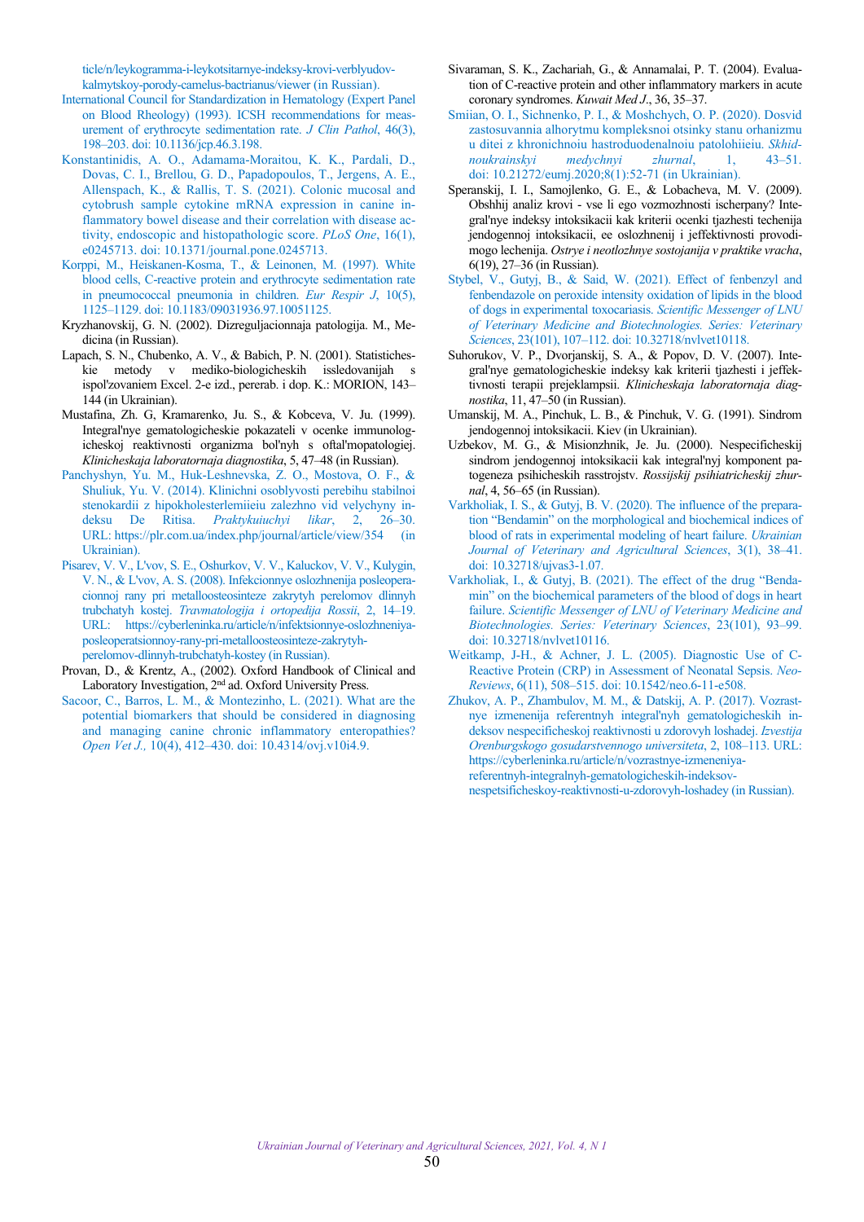ticle/n/leykogramma-i-leykotsitarnye-indeksy-krovi-verblyudov-kalmytskoy-porody-camelus-bactrianus/viewer (in Russian).

International Council for Standardization in Hematology (Expert Panel on Blood Rheology) (1993). ICSH recommendations for measurement of erythrocyte sedimentation rate. *J Clin Pathol*, 46(3), 198–203. doi: 10.1136/jcp.46.3.198.

Konstantinidis, A. O., Adamama-Moraitou, K. K., Pardali, D., Dovas, C. I., Brellou, G. D., Papadopoulos, T., Jergens, A. E., Allenspach, K., & Rallis, T. S. (2021). Colonic mucosal and cytobrush sample cytokine mRNA expression in canine inflammatory bowel disease and their correlation with disease activity, endoscopic and histopathologic score. *PLoS One*, 16(1), e0245713. doi: 10.1371/journal.pone.0245713.

Korppi, M., Heiskanen-Kosma, T., & Leinonen, M. (1997). White blood cells, C-reactive protein and erythrocyte sedimentation rate in pneumococcal pneumonia in children. *Eur Respir J*, 10(5), 1125–1129. doi: 10.1183/09031936.97.10051125.

Kryzhanovskij, G. N. (2002). Dizreguljacionnaja patologija. M., Medicina (in Russian).

Lapach, S. N., Chubenko, A. V., & Babich, P. N. (2001). Statisticheskie metody v mediko-biologicheskih issledovanijah s ispol'zovaniem Excel. 2-e izd., pererab. i dop. K.: MORION, 143–144 (in Ukrainian).

Mustafina, Zh. G, Kramarenko, Ju. S., & Kobceva, V. Ju. (1999). Integral'nye gematologicheskie pokazateli v ocenke immunologicheskoj reaktivnosti organizma bol'nyh s oftal'mopatologiej. *Klinicheskaja laboratornaja diagnostika*, 5, 47–48 (in Russian).

Panchyshyn, Yu. M., Huk-Leshnevska, Z. O., Mostova, O. F., & Shuliuk, Yu. V. (2014). Klinichni osoblyvosti perebihu stabilnoi stenokardii z hipokholesterlemiieiu zalezhno vid velychyny indeksu De Ritisa. *Praktykuiuchyi likar*, 2, 26–30. URL: https://plr.com.ua/index.php/journal/article/view/354 (in Ukrainian).

Pisarev, V. V., L'vov, S. E., Oshurkov, V. V., Kaluckov, V. V., Kulygin, V. N., & L'vov, A. S. (2008). Infekcionnye oslozhnenija posleoperacionnoj rany pri metalloosteosinteze zakrytyh perelomov dlinnyh trubchatyh kostej. *Travmatologija i ortopedija Rossii*, 2, 14–19. URL: https://cyberleninka.ru/article/n/infektsionnye-oslozhneniya-posleoperatsionnoy-rany-pri-metalloosteosinteze-zakrytyh-perelomov-dlinnyh-trubchatyh-kostey (in Russian).

Provan, D., & Krentz, A., (2002). Oxford Handbook of Clinical and Laboratory Investigation, 2nd ad. Oxford University Press.

Sacoor, C., Barros, L. M., & Montezinho, L. (2021). What are the potential biomarkers that should be considered in diagnosing and managing canine chronic inflammatory enteropathies? *Open Vet J.,* 10(4), 412–430. doi: 10.4314/ovj.v10i4.9.

Sivaraman, S. K., Zachariah, G., & Annamalai, P. T. (2004). Evaluation of C-reactive protein and other inflammatory markers in acute coronary syndromes. *Kuwait Med J*., 36, 35–37.

Smiian, O. I., Sichnenko, P. I., & Moshchych, O. P. (2020). Dosvid zastosuvannia alhorytmu kompleksnoi otsinky stanu orhanizmu u ditei z khronichnoiu hastroduodenalnoiu patolohiieiu. *Skhidnoukrainskyi medychnyi zhurnal*, 1, 43–51. doi: 10.21272/eumj.2020;8(1):52-71 (in Ukrainian).

Speranskij, I. I., Samojlenko, G. E., & Lobacheva, M. V. (2009). Obshhij analiz krovi - vse li ego vozmozhnosti ischerpany? Integral'nye indeksy intoksikacii kak kriterii ocenki tjazhesti techenija jendogennoj intoksikacii, ee oslozhnenij i jeffektivnosti provodimogo lechenija. *Ostrye i neotlozhnye sostojanija v praktike vracha*, 6(19), 27–36 (in Russian).

Stybel, V., Gutyj, B., & Said, W. (2021). Effect of fenbenzyl and fenbendazole on peroxide intensity oxidation of lipids in the blood of dogs in experimental toxocariasis. *Scientific Messenger of LNU of Veterinary Medicine and Biotechnologies. Series: Veterinary Sciences*, 23(101), 107–112. doi: 10.32718/nvlvet10118.

Suhorukov, V. P., Dvorjanskij, S. A., & Popov, D. V. (2007). Integral'nye gematologicheskie indeksy kak kriterii tjazhesti i jeffektivnosti terapii prejeklampsii. *Klinicheskaja laboratornaja diagnostika*, 11, 47–50 (in Russian).

Umanskij, M. A., Pinchuk, L. B., & Pinchuk, V. G. (1991). Sindrom jendogennoj intoksikacii. Kiev (in Ukrainian).

Uzbekov, M. G., & Misionzhnik, Je. Ju. (2000). Nespecificheskij sindrom jendogennoj intoksikacii kak integral'nyj komponent patogeneza psihicheskih rasstrojstv. *Rossijskij psihiatricheskij zhurnal*, 4, 56–65 (in Russian).

Varkholiak, I. S., & Gutyj, B. V. (2020). The influence of the preparation "Bendamin" on the morphological and biochemical indices of blood of rats in experimental modeling of heart failure. *Ukrainian Journal of Veterinary and Agricultural Sciences*, 3(1), 38–41. doi: 10.32718/ujvas3-1.07.

Varkholiak, I., & Gutyj, B. (2021). The effect of the drug "Bendamin" on the biochemical parameters of the blood of dogs in heart failure. *Scientific Messenger of LNU of Veterinary Medicine and Biotechnologies. Series: Veterinary Sciences*, 23(101), 93–99. doi: 10.32718/nvlvet10116.

Weitkamp, J-H., & Achner, J. L. (2005). Diagnostic Use of C-Reactive Protein (CRP) in Assessment of Neonatal Sepsis. *NeoReviews*, 6(11), 508–515. doi: 10.1542/neo.6-11-e508.

Zhukov, A. P., Zhambulov, M. M., & Datskij, A. P. (2017). Vozrastnye izmenenija referentnyh integral'nyh gematologicheskih indeksov nespecificheskoj reaktivnosti u zdorovyh loshadej. *Izvestija Orenburgskogo gosudarstvennogo universiteta*, 2, 108–113. URL: https://cyberleninka.ru/article/n/vozrastnye-izmeneniya-referentnyh-integralnyh-gematologicheskih-indeksov-nespetsificheskoy-reaktivnosti-u-zdorovyh-loshadey (in Russian).